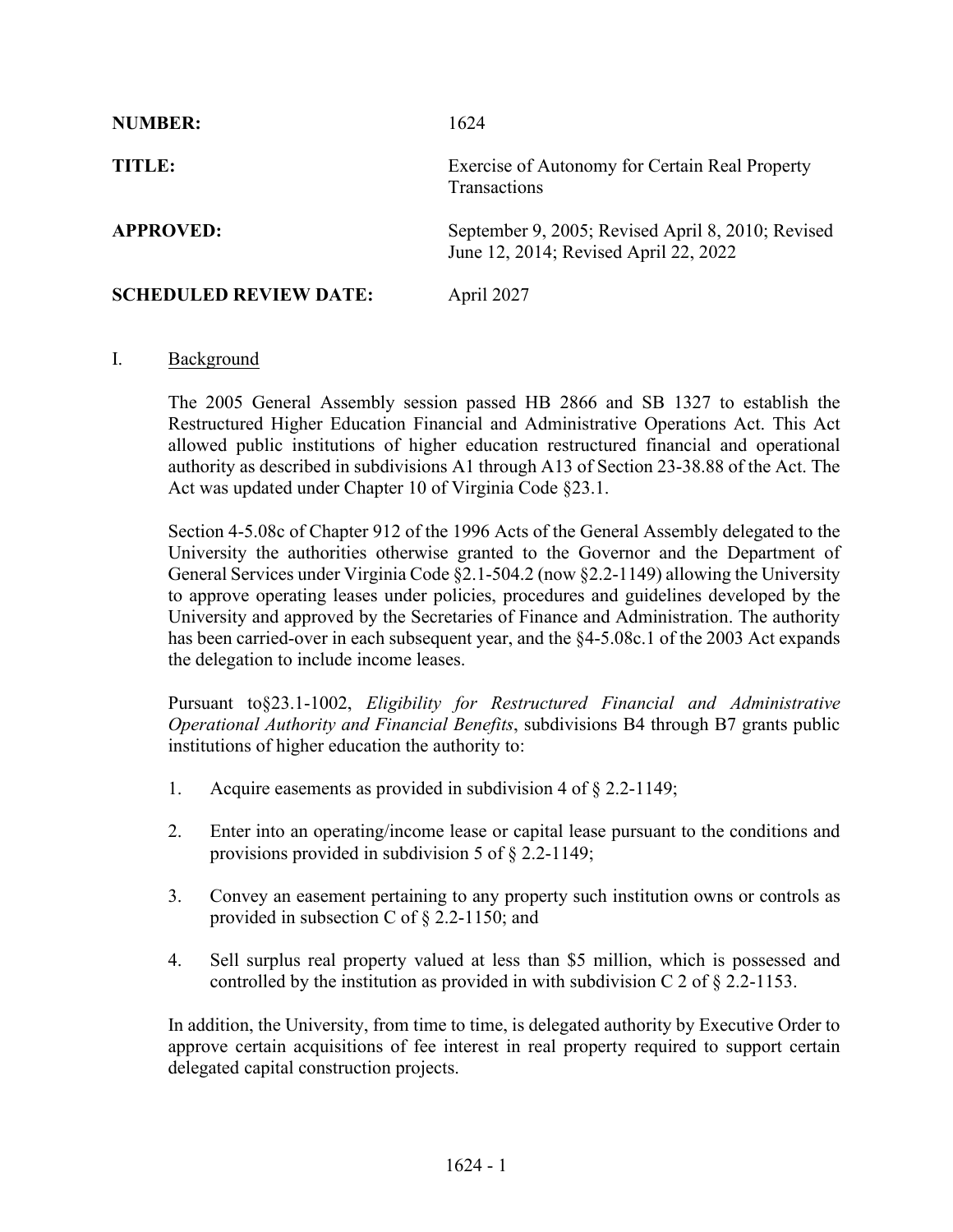| | |
|---|---|
| **NUMBER:** | 1624 |
| **TITLE:** | Exercise of Autonomy for Certain Real Property Transactions |
| **APPROVED:** | September 9, 2005; Revised April 8, 2010; Revised June 12, 2014; Revised April 22, 2022 |
| **SCHEDULED REVIEW DATE:** | April 2027 |

I. Background

The 2005 General Assembly session passed HB 2866 and SB 1327 to establish the Restructured Higher Education Financial and Administrative Operations Act. This Act allowed public institutions of higher education restructured financial and operational authority as described in subdivisions A1 through A13 of Section 23-38.88 of the Act. The Act was updated under Chapter 10 of Virginia Code §23.1.

Section 4-5.08c of Chapter 912 of the 1996 Acts of the General Assembly delegated to the University the authorities otherwise granted to the Governor and the Department of General Services under Virginia Code §2.1-504.2 (now §2.2-1149) allowing the University to approve operating leases under policies, procedures and guidelines developed by the University and approved by the Secretaries of Finance and Administration. The authority has been carried-over in each subsequent year, and the §4-5.08c.1 of the 2003 Act expands the delegation to include income leases.

Pursuant to§23.1-1002, *Eligibility for Restructured Financial and Administrative Operational Authority and Financial Benefits*, subdivisions B4 through B7 grants public institutions of higher education the authority to:

1. Acquire easements as provided in subdivision 4 of § 2.2-1149;

2. Enter into an operating/income lease or capital lease pursuant to the conditions and provisions provided in subdivision 5 of § 2.2-1149;

3. Convey an easement pertaining to any property such institution owns or controls as provided in subsection C of § 2.2-1150; and

4. Sell surplus real property valued at less than $5 million, which is possessed and controlled by the institution as provided in with subdivision C 2 of § 2.2-1153.

In addition, the University, from time to time, is delegated authority by Executive Order to approve certain acquisitions of fee interest in real property required to support certain delegated capital construction projects.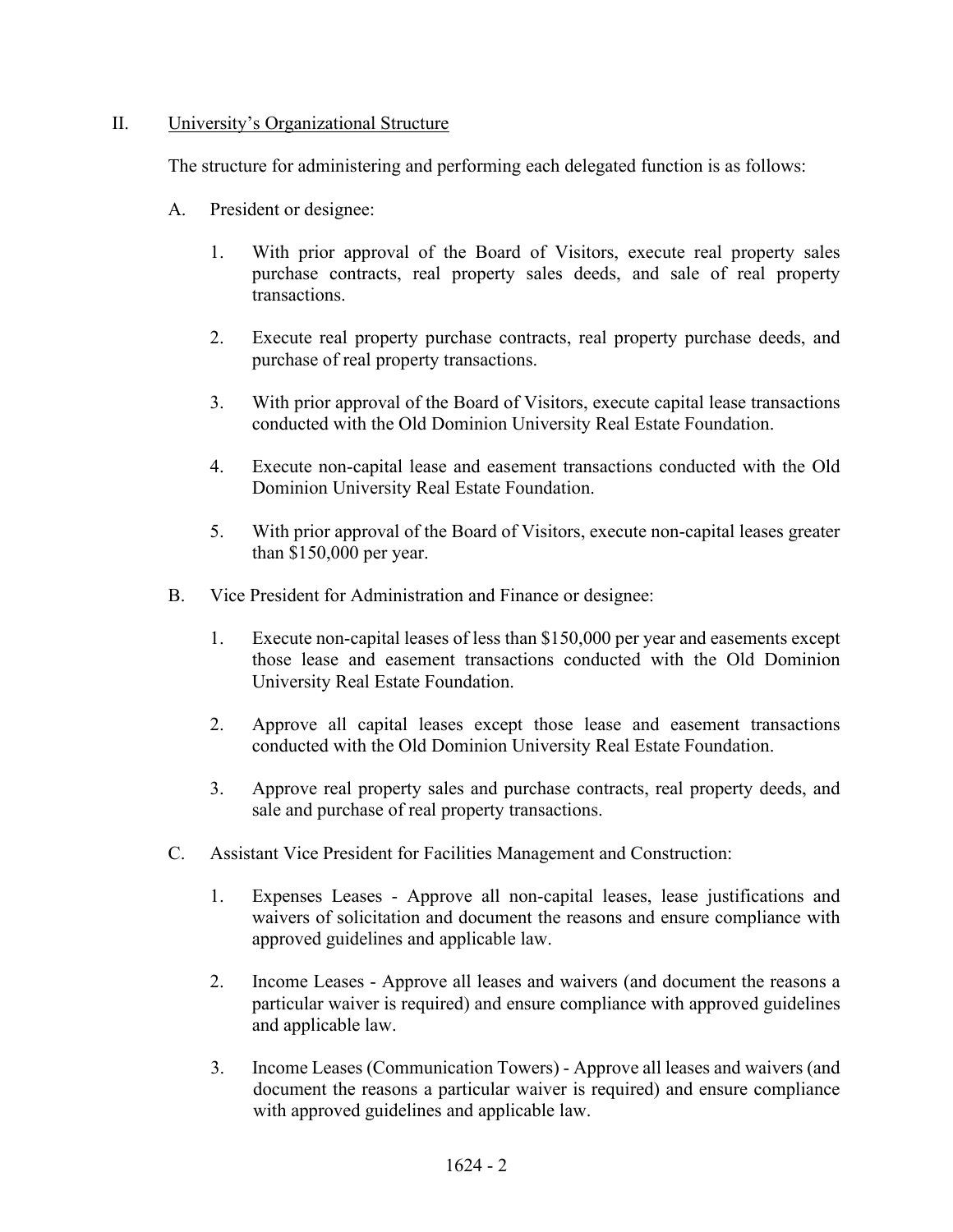## II. University's Organizational Structure

The structure for administering and performing each delegated function is as follows:

A. President or designee:

1. With prior approval of the Board of Visitors, execute real property sales purchase contracts, real property sales deeds, and sale of real property transactions.

2. Execute real property purchase contracts, real property purchase deeds, and purchase of real property transactions.

3. With prior approval of the Board of Visitors, execute capital lease transactions conducted with the Old Dominion University Real Estate Foundation.

4. Execute non-capital lease and easement transactions conducted with the Old Dominion University Real Estate Foundation.

5. With prior approval of the Board of Visitors, execute non-capital leases greater than $150,000 per year.

B. Vice President for Administration and Finance or designee:

1. Execute non-capital leases of less than $150,000 per year and easements except those lease and easement transactions conducted with the Old Dominion University Real Estate Foundation.

2. Approve all capital leases except those lease and easement transactions conducted with the Old Dominion University Real Estate Foundation.

3. Approve real property sales and purchase contracts, real property deeds, and sale and purchase of real property transactions.

C. Assistant Vice President for Facilities Management and Construction:

1. Expenses Leases - Approve all non-capital leases, lease justifications and waivers of solicitation and document the reasons and ensure compliance with approved guidelines and applicable law.

2. Income Leases - Approve all leases and waivers (and document the reasons a particular waiver is required) and ensure compliance with approved guidelines and applicable law.

3. Income Leases (Communication Towers) - Approve all leases and waivers (and document the reasons a particular waiver is required) and ensure compliance with approved guidelines and applicable law.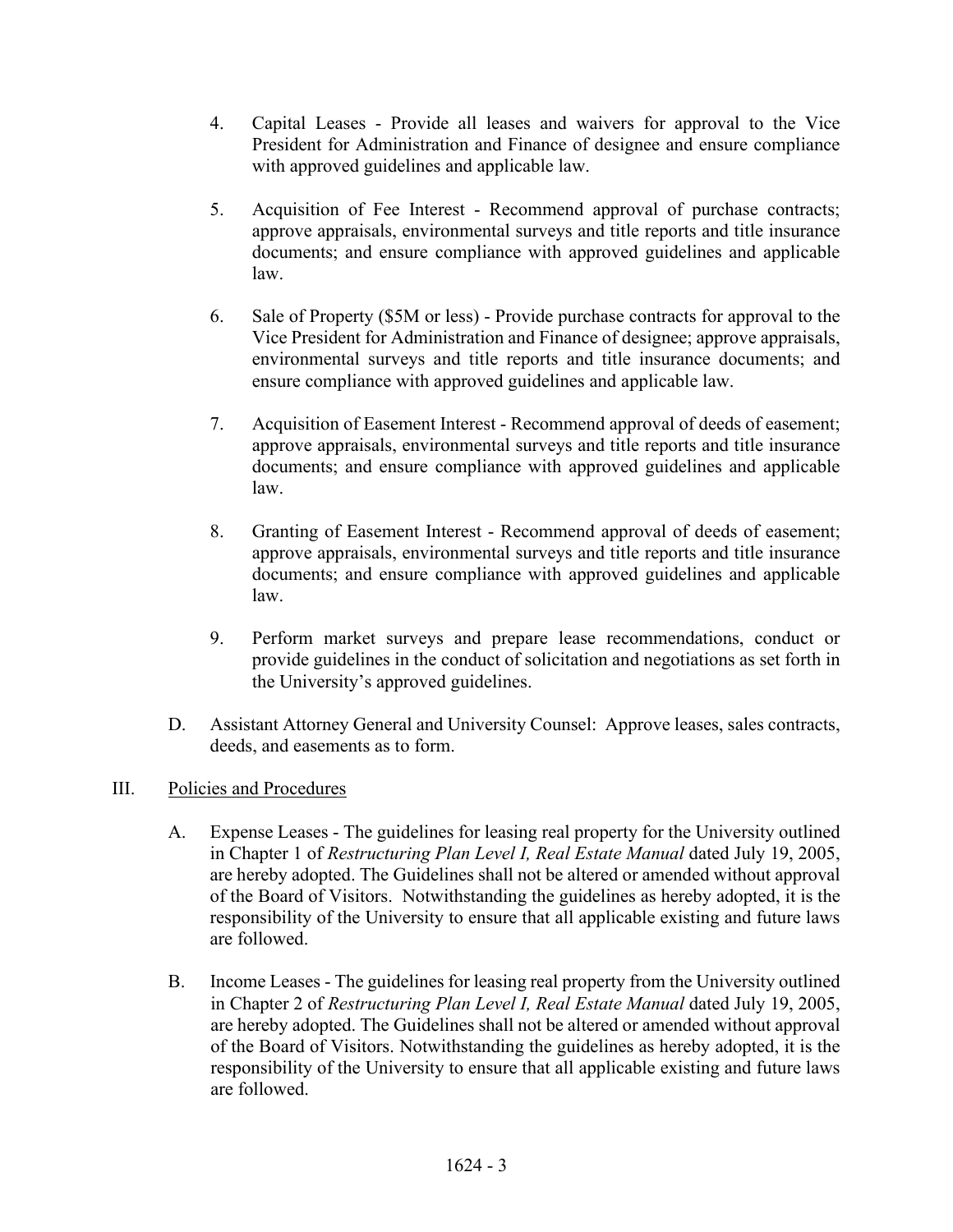4. Capital Leases - Provide all leases and waivers for approval to the Vice President for Administration and Finance of designee and ensure compliance with approved guidelines and applicable law.

5. Acquisition of Fee Interest - Recommend approval of purchase contracts; approve appraisals, environmental surveys and title reports and title insurance documents; and ensure compliance with approved guidelines and applicable law.

6. Sale of Property ($5M or less) - Provide purchase contracts for approval to the Vice President for Administration and Finance of designee; approve appraisals, environmental surveys and title reports and title insurance documents; and ensure compliance with approved guidelines and applicable law.

7. Acquisition of Easement Interest - Recommend approval of deeds of easement; approve appraisals, environmental surveys and title reports and title insurance documents; and ensure compliance with approved guidelines and applicable law.

8. Granting of Easement Interest - Recommend approval of deeds of easement; approve appraisals, environmental surveys and title reports and title insurance documents; and ensure compliance with approved guidelines and applicable law.

9. Perform market surveys and prepare lease recommendations, conduct or provide guidelines in the conduct of solicitation and negotiations as set forth in the University's approved guidelines.

D. Assistant Attorney General and University Counsel: Approve leases, sales contracts, deeds, and easements as to form.

III. Policies and Procedures

A. Expense Leases - The guidelines for leasing real property for the University outlined in Chapter 1 of *Restructuring Plan Level I, Real Estate Manual* dated July 19, 2005, are hereby adopted. The Guidelines shall not be altered or amended without approval of the Board of Visitors. Notwithstanding the guidelines as hereby adopted, it is the responsibility of the University to ensure that all applicable existing and future laws are followed.

B. Income Leases - The guidelines for leasing real property from the University outlined in Chapter 2 of *Restructuring Plan Level I, Real Estate Manual* dated July 19, 2005, are hereby adopted. The Guidelines shall not be altered or amended without approval of the Board of Visitors. Notwithstanding the guidelines as hereby adopted, it is the responsibility of the University to ensure that all applicable existing and future laws are followed.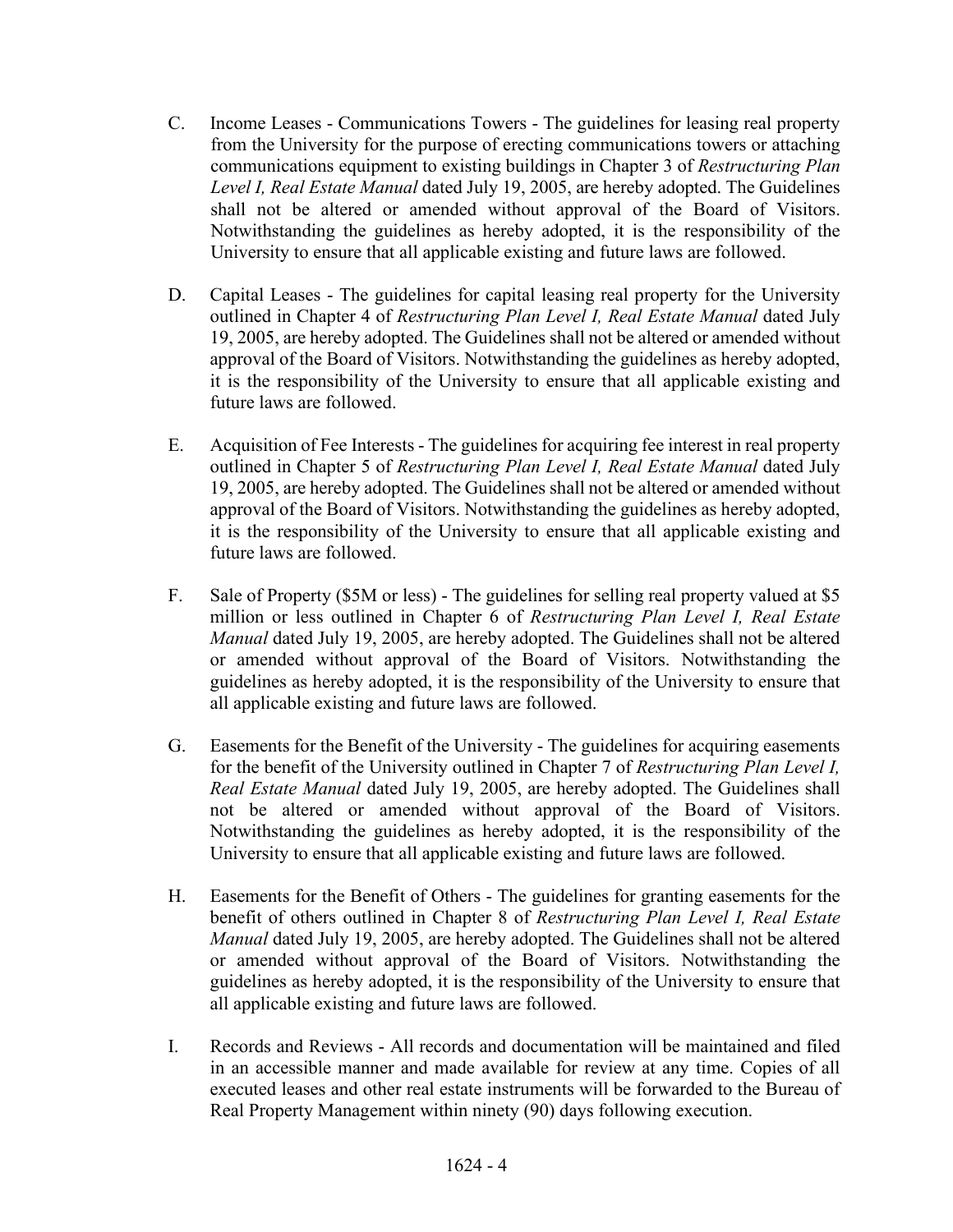C. Income Leases - Communications Towers - The guidelines for leasing real property from the University for the purpose of erecting communications towers or attaching communications equipment to existing buildings in Chapter 3 of *Restructuring Plan Level I, Real Estate Manual* dated July 19, 2005, are hereby adopted. The Guidelines shall not be altered or amended without approval of the Board of Visitors. Notwithstanding the guidelines as hereby adopted, it is the responsibility of the University to ensure that all applicable existing and future laws are followed.

D. Capital Leases - The guidelines for capital leasing real property for the University outlined in Chapter 4 of *Restructuring Plan Level I, Real Estate Manual* dated July 19, 2005, are hereby adopted. The Guidelines shall not be altered or amended without approval of the Board of Visitors. Notwithstanding the guidelines as hereby adopted, it is the responsibility of the University to ensure that all applicable existing and future laws are followed.

E. Acquisition of Fee Interests - The guidelines for acquiring fee interest in real property outlined in Chapter 5 of *Restructuring Plan Level I, Real Estate Manual* dated July 19, 2005, are hereby adopted. The Guidelines shall not be altered or amended without approval of the Board of Visitors. Notwithstanding the guidelines as hereby adopted, it is the responsibility of the University to ensure that all applicable existing and future laws are followed.

F. Sale of Property ($5M or less) - The guidelines for selling real property valued at $5 million or less outlined in Chapter 6 of *Restructuring Plan Level I, Real Estate Manual* dated July 19, 2005, are hereby adopted. The Guidelines shall not be altered or amended without approval of the Board of Visitors. Notwithstanding the guidelines as hereby adopted, it is the responsibility of the University to ensure that all applicable existing and future laws are followed.

G. Easements for the Benefit of the University - The guidelines for acquiring easements for the benefit of the University outlined in Chapter 7 of *Restructuring Plan Level I, Real Estate Manual* dated July 19, 2005, are hereby adopted. The Guidelines shall not be altered or amended without approval of the Board of Visitors. Notwithstanding the guidelines as hereby adopted, it is the responsibility of the University to ensure that all applicable existing and future laws are followed.

H. Easements for the Benefit of Others - The guidelines for granting easements for the benefit of others outlined in Chapter 8 of *Restructuring Plan Level I, Real Estate Manual* dated July 19, 2005, are hereby adopted. The Guidelines shall not be altered or amended without approval of the Board of Visitors. Notwithstanding the guidelines as hereby adopted, it is the responsibility of the University to ensure that all applicable existing and future laws are followed.

I. Records and Reviews - All records and documentation will be maintained and filed in an accessible manner and made available for review at any time. Copies of all executed leases and other real estate instruments will be forwarded to the Bureau of Real Property Management within ninety (90) days following execution.